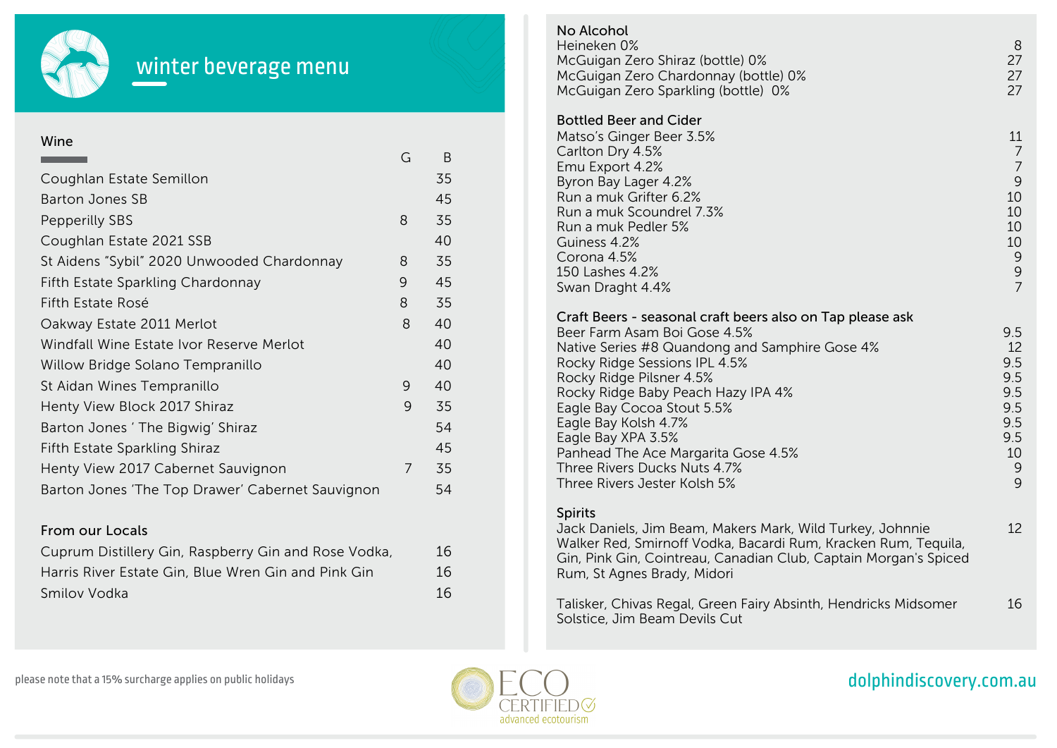# winter beverage menu

## Wine

| | G | B |
|---|---|---|
| Coughlan Estate Semillon | | 35 |
| Barton Jones SB | | 45 |
| Pepperilly SBS | 8 | 35 |
| Coughlan Estate 2021 SSB | | 40 |
| St Aidens "Sybil" 2020 Unwooded Chardonnay | 8 | 35 |
| Fifth Estate Sparkling Chardonnay | 9 | 45 |
| Fifth Estate Rosé | 8 | 35 |
| Oakway Estate 2011 Merlot | 8 | 40 |
| Windfall Wine Estate Ivor Reserve Merlot | | 40 |
| Willow Bridge Solano Tempranillo | | 40 |
| St Aidan Wines Tempranillo | 9 | 40 |
| Henty View Block 2017 Shiraz | 9 | 35 |
| Barton Jones ' The Bigwig' Shiraz | | 54 |
| Fifth Estate Sparkling Shiraz | | 45 |
| Henty View 2017 Cabernet Sauvignon | 7 | 35 |
| Barton Jones 'The Top Drawer' Cabernet Sauvignon | | 54 |

## From our Locals

| | |
|---|---|
| Cuprum Distillery Gin, Raspberry Gin and Rose Vodka, | 16 |
| Harris River Estate Gin, Blue Wren Gin and Pink Gin | 16 |
| Smilov Vodka | 16 |

## No Alcohol

| | |
|---|---|
| Heineken 0% | 8 |
| McGuigan Zero Shiraz (bottle) 0% | 27 |
| McGuigan Zero Chardonnay (bottle) 0% | 27 |
| McGuigan Zero Sparkling (bottle) 0% | 27 |

## Bottled Beer and Cider

| | |
|---|---|
| Matso's Ginger Beer 3.5% | 11 |
| Carlton Dry 4.5% | 7 |
| Emu Export 4.2% | 7 |
| Byron Bay Lager 4.2% | 9 |
| Run a muk Grifter 6.2% | 10 |
| Run a muk Scoundrel 7.3% | 10 |
| Run a muk Pedler 5% | 10 |
| Guiness 4.2% | 10 |
| Corona 4.5% | 9 |
| 150 Lashes 4.2% | 9 |
| Swan Draght 4.4% | 7 |

## Craft Beers - seasonal craft beers also on Tap please ask

| | |
|---|---|
| Beer Farm Asam Boi Gose 4.5% | 9.5 |
| Native Series #8 Quandong and Samphire Gose 4% | 12 |
| Rocky Ridge Sessions IPL 4.5% | 9.5 |
| Rocky Ridge Pilsner 4.5% | 9.5 |
| Rocky Ridge Baby Peach Hazy IPA 4% | 9.5 |
| Eagle Bay Cocoa Stout 5.5% | 9.5 |
| Eagle Bay Kolsh 4.7% | 9.5 |
| Eagle Bay XPA 3.5% | 9.5 |
| Panhead The Ace Margarita Gose 4.5% | 10 |
| Three Rivers Ducks Nuts 4.7% | 9 |
| Three Rivers Jester Kolsh 5% | 9 |

## Spirits

| | |
|---|---|
| Jack Daniels, Jim Beam, Makers Mark, Wild Turkey, Johnnie Walker Red, Smirnoff Vodka, Bacardi Rum, Kracken Rum, Tequila, Gin, Pink Gin, Cointreau, Canadian Club, Captain Morgan's Spiced Rum, St Agnes Brady, Midori | 12 |
| Talisker, Chivas Regal, Green Fairy Absinth, Hendricks Midsomer Solstice, Jim Beam Devils Cut | 16 |

please note that a 15% surcharge applies on public holidays

ECO CERTIFIED advanced ecotourism

dolphindiscovery.com.au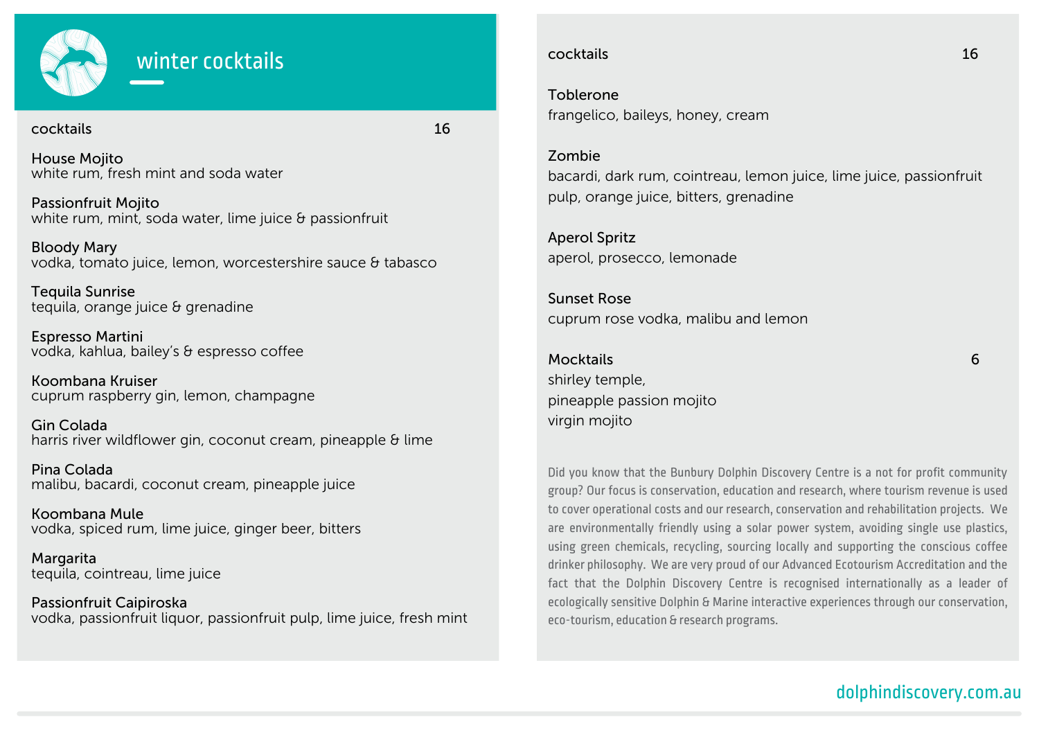# winter cocktails

## cocktails 16

**House Mojito**
white rum, fresh mint and soda water

**Passionfruit Mojito**
white rum, mint, soda water, lime juice & passionfruit

**Bloody Mary**
vodka, tomato juice, lemon, worcestershire sauce & tabasco

**Tequila Sunrise**
tequila, orange juice & grenadine

**Espresso Martini**
vodka, kahlua, bailey's & espresso coffee

**Koombana Kruiser**
cuprum raspberry gin, lemon, champagne

**Gin Colada**
harris river wildflower gin, coconut cream, pineapple & lime

**Pina Colada**
malibu, bacardi, coconut cream, pineapple juice

**Koombana Mule**
vodka, spiced rum, lime juice, ginger beer, bitters

**Margarita**
tequila, cointreau, lime juice

**Passionfruit Caipiroska**
vodka, passionfruit liquor, passionfruit pulp, lime juice, fresh mint

## cocktails 16

**Toblerone**
frangelico, baileys, honey, cream

**Zombie**
bacardi, dark rum, cointreau, lemon juice, lime juice, passionfruit pulp, orange juice, bitters, grenadine

**Aperol Spritz**
aperol, prosecco, lemonade

**Sunset Rose**
cuprum rose vodka, malibu and lemon

## Mocktails 6

shirley temple,
pineapple passion mojito
virgin mojito

Did you know that the Bunbury Dolphin Discovery Centre is a not for profit community group? Our focus is conservation, education and research, where tourism revenue is used to cover operational costs and our research, conservation and rehabilitation projects. We are environmentally friendly using a solar power system, avoiding single use plastics, using green chemicals, recycling, sourcing locally and supporting the conscious coffee drinker philosophy. We are very proud of our Advanced Ecotourism Accreditation and the fact that the Dolphin Discovery Centre is recognised internationally as a leader of ecologically sensitive Dolphin & Marine interactive experiences through our conservation, eco-tourism, education & research programs.

dolphindiscovery.com.au